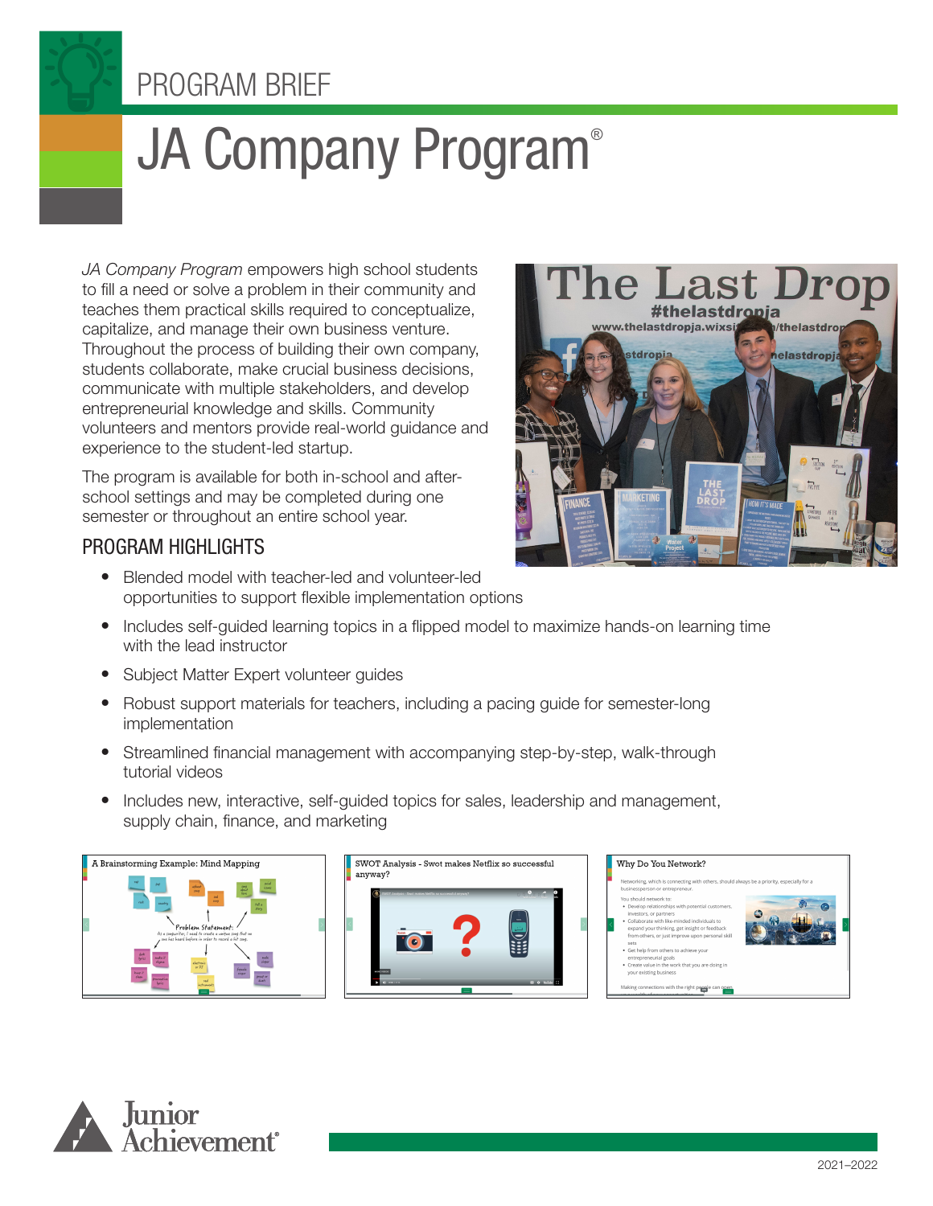PROGRAM BRIEF

# JA Company Program®

*JA Company Program* empowers high school students to fill a need or solve a problem in their community and teaches them practical skills required to conceptualize, capitalize, and manage their own business venture. Throughout the process of building their own company, students collaborate, make crucial business decisions, communicate with multiple stakeholders, and develop entrepreneurial knowledge and skills. Community volunteers and mentors provide real-world guidance and experience to the student-led startup.

The program is available for both in-school and after-school settings and may be completed during one semester or throughout an entire school year.

## PROGRAM HIGHLIGHTS

- Blended model with teacher-led and volunteer-led opportunities to support flexible implementation options
- Includes self-guided learning topics in a flipped model to maximize hands-on learning time with the lead instructor
- Subject Matter Expert volunteer guides
- Robust support materials for teachers, including a pacing guide for semester-long implementation
- Streamlined financial management with accompanying step-by-step, walk-through tutorial videos
- Includes new, interactive, self-guided topics for sales, leadership and management, supply chain, finance, and marketing

2021–2022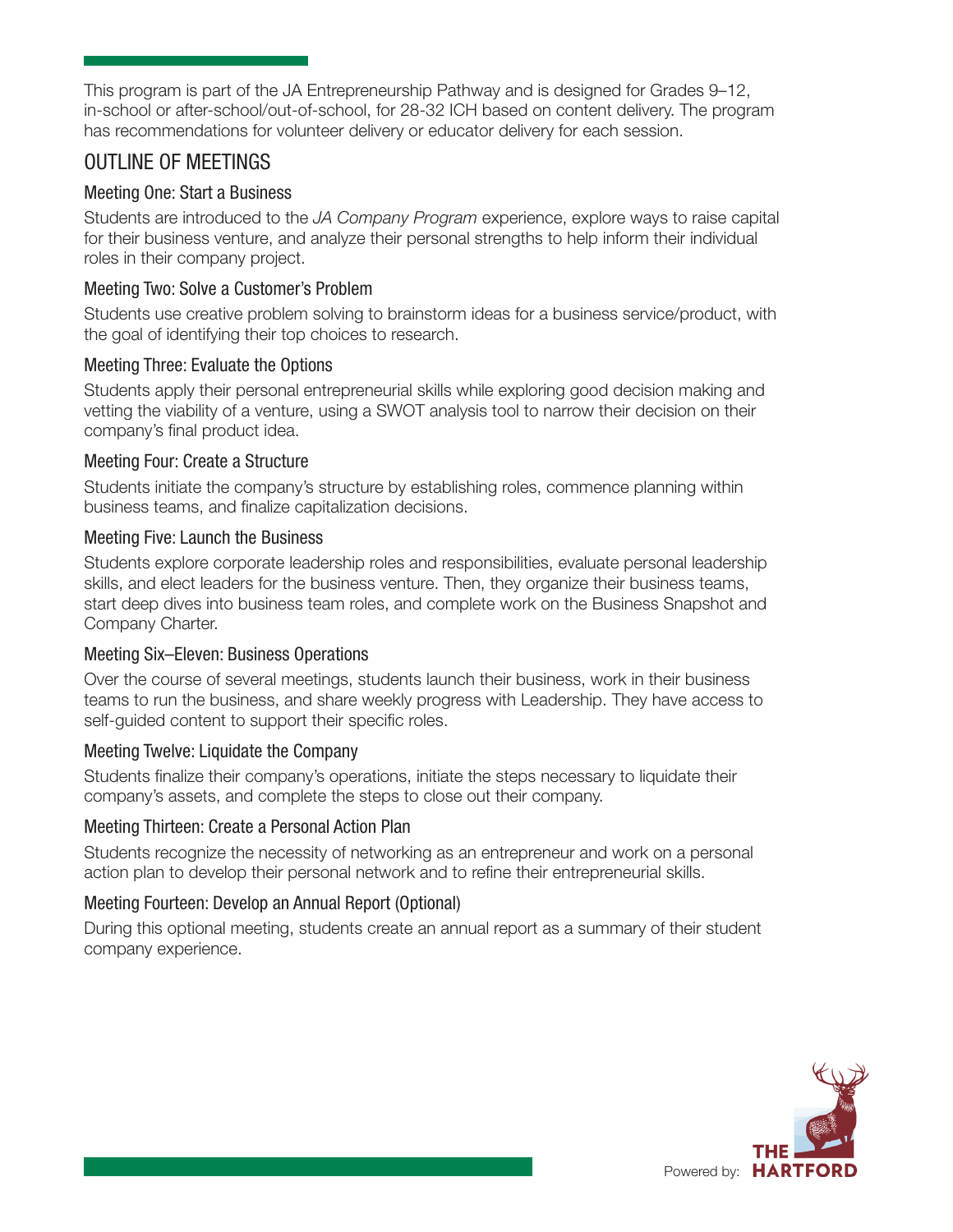This program is part of the JA Entrepreneurship Pathway and is designed for Grades 9–12, in-school or after-school/out-of-school, for 28-32 ICH based on content delivery. The program has recommendations for volunteer delivery or educator delivery for each session.

## OUTLINE OF MEETINGS

### Meeting One: Start a Business

Students are introduced to the *JA Company Program* experience, explore ways to raise capital for their business venture, and analyze their personal strengths to help inform their individual roles in their company project.

### Meeting Two: Solve a Customer's Problem

Students use creative problem solving to brainstorm ideas for a business service/product, with the goal of identifying their top choices to research.

### Meeting Three: Evaluate the Options

Students apply their personal entrepreneurial skills while exploring good decision making and vetting the viability of a venture, using a SWOT analysis tool to narrow their decision on their company's final product idea.

### Meeting Four: Create a Structure

Students initiate the company's structure by establishing roles, commence planning within business teams, and finalize capitalization decisions.

### Meeting Five: Launch the Business

Students explore corporate leadership roles and responsibilities, evaluate personal leadership skills, and elect leaders for the business venture. Then, they organize their business teams, start deep dives into business team roles, and complete work on the Business Snapshot and Company Charter.

### Meeting Six–Eleven: Business Operations

Over the course of several meetings, students launch their business, work in their business teams to run the business, and share weekly progress with Leadership. They have access to self-guided content to support their specific roles.

### Meeting Twelve: Liquidate the Company

Students finalize their company's operations, initiate the steps necessary to liquidate their company's assets, and complete the steps to close out their company.

### Meeting Thirteen: Create a Personal Action Plan

Students recognize the necessity of networking as an entrepreneur and work on a personal action plan to develop their personal network and to refine their entrepreneurial skills.

### Meeting Fourteen: Develop an Annual Report (Optional)

During this optional meeting, students create an annual report as a summary of their student company experience.

Powered by: THE HARTFORD